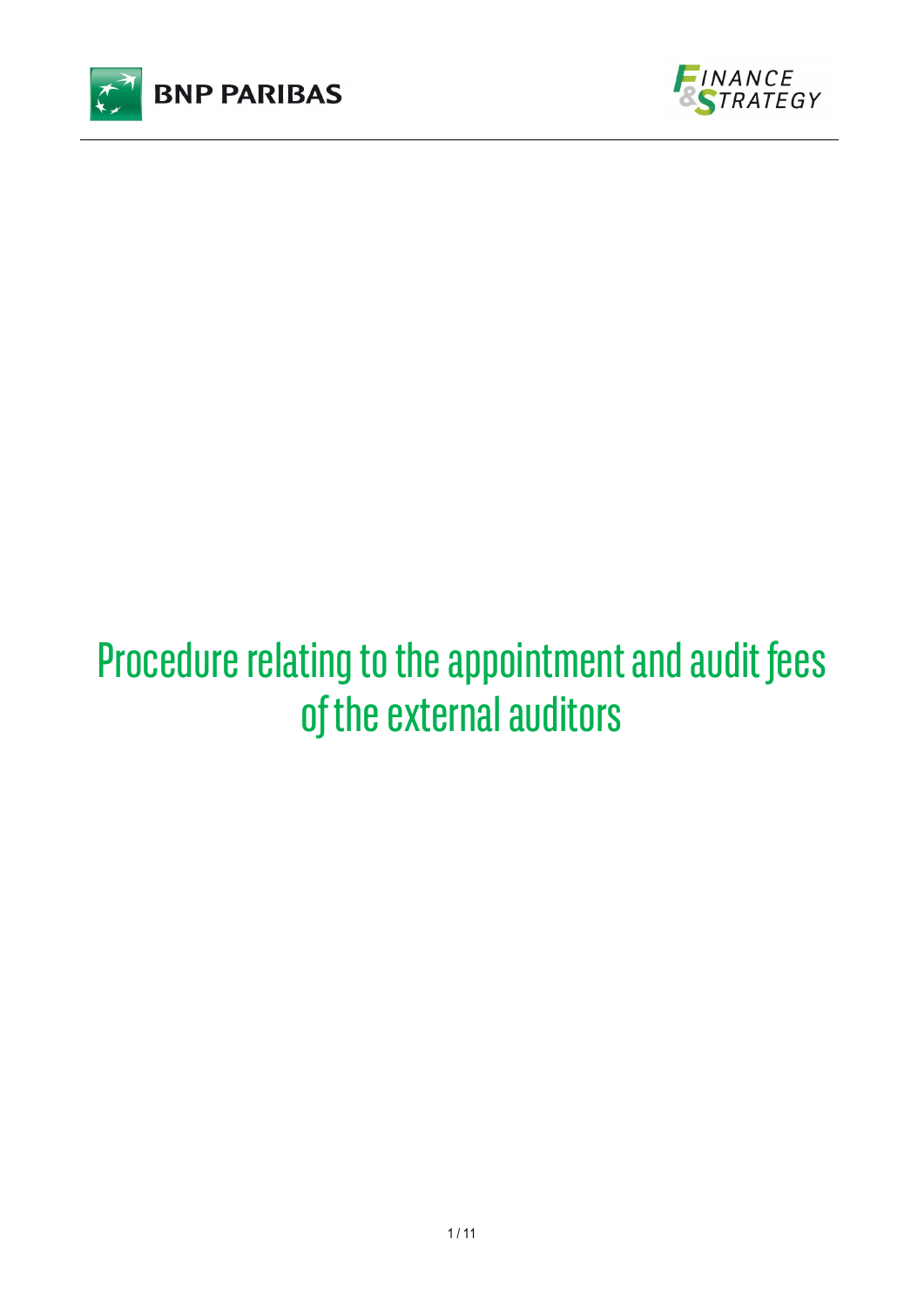# Procedure relating to the appointment and audit fees of the external auditors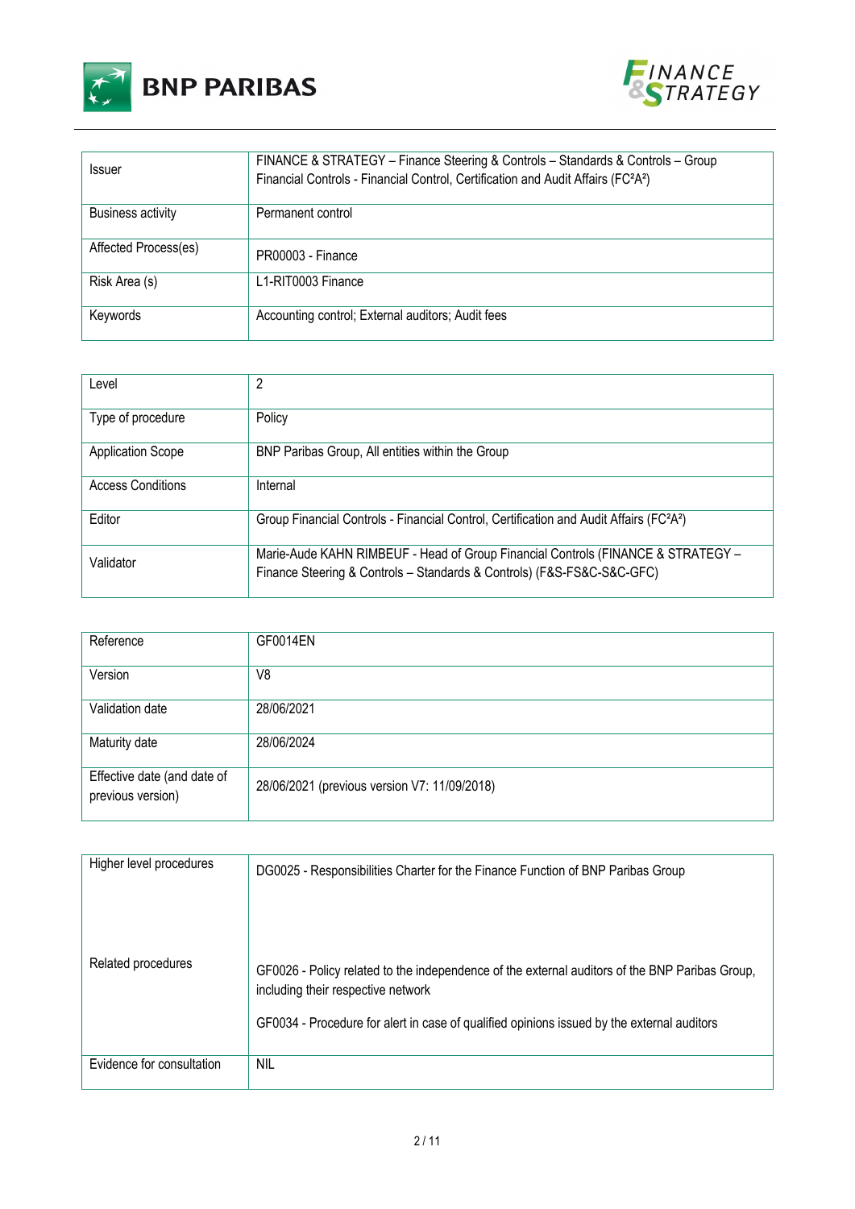| Issuer | FINANCE & STRATEGY – Finance Steering & Controls – Standards & Controls – Group Financial Controls - Financial Control, Certification and Audit Affairs (FC²A²) |
|---|---|
| Business activity | Permanent control |
| Affected Process(es) | PR00003 - Finance |
| Risk Area (s) | L1-RIT0003 Finance |
| Keywords | Accounting control; External auditors; Audit fees |

| Level | 2 |
|---|---|
| Type of procedure | Policy |
| Application Scope | BNP Paribas Group, All entities within the Group |
| Access Conditions | Internal |
| Editor | Group Financial Controls - Financial Control, Certification and Audit Affairs (FC²A²) |
| Validator | Marie-Aude KAHN RIMBEUF - Head of Group Financial Controls (FINANCE & STRATEGY – Finance Steering & Controls – Standards & Controls) (F&S-FS&C-S&C-GFC) |

| Reference | GF0014EN |
|---|---|
| Version | V8 |
| Validation date | 28/06/2021 |
| Maturity date | 28/06/2024 |
| Effective date (and date of previous version) | 28/06/2021 (previous version V7: 11/09/2018) |

| Higher level procedures | DG0025 - Responsibilities Charter for the Finance Function of BNP Paribas Group |
|---|---|
| Related procedures | GF0026 - Policy related to the independence of the external auditors of the BNP Paribas Group, including their respective network<br><br>GF0034 - Procedure for alert in case of qualified opinions issued by the external auditors |
| Evidence for consultation | NIL |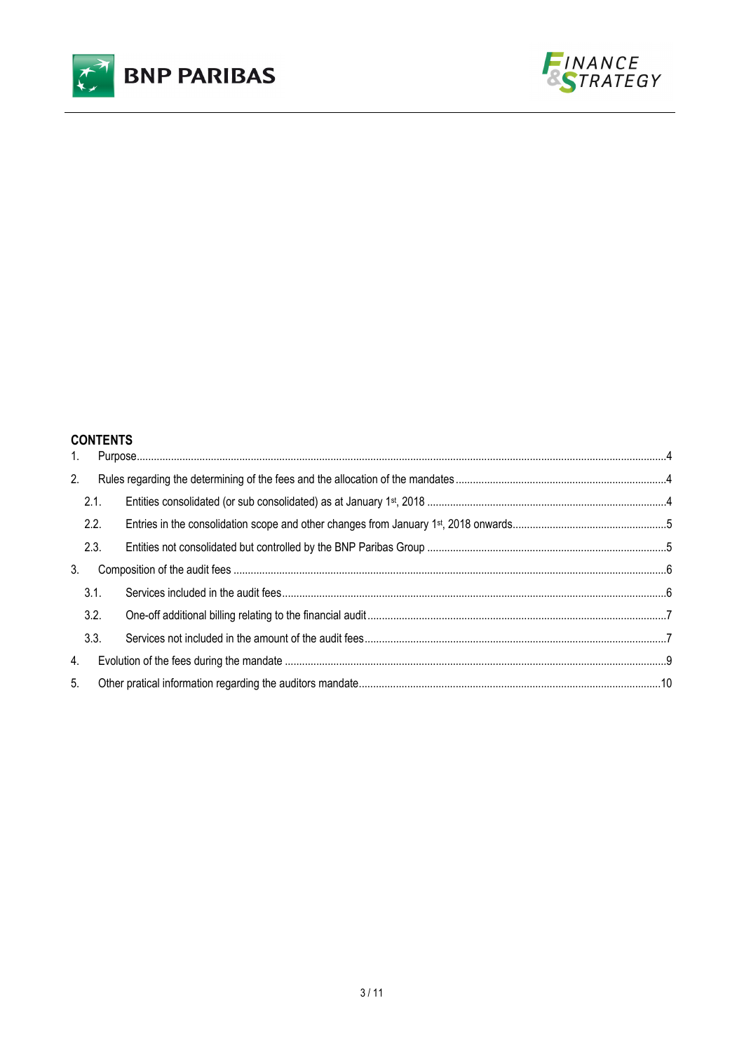## CONTENTS

1. Purpose....4
2. Rules regarding the determining of the fees and the allocation of the mandates....4
   - 2.1. Entities consolidated (or sub consolidated) as at January 1st, 2018....4
   - 2.2. Entries in the consolidation scope and other changes from January 1st, 2018 onwards....5
   - 2.3. Entities not consolidated but controlled by the BNP Paribas Group....5
3. Composition of the audit fees....6
   - 3.1. Services included in the audit fees....6
   - 3.2. One-off additional billing relating to the financial audit....7
   - 3.3. Services not included in the amount of the audit fees....7
4. Evolution of the fees during the mandate....9
5. Other pratical information regarding the auditors mandate....10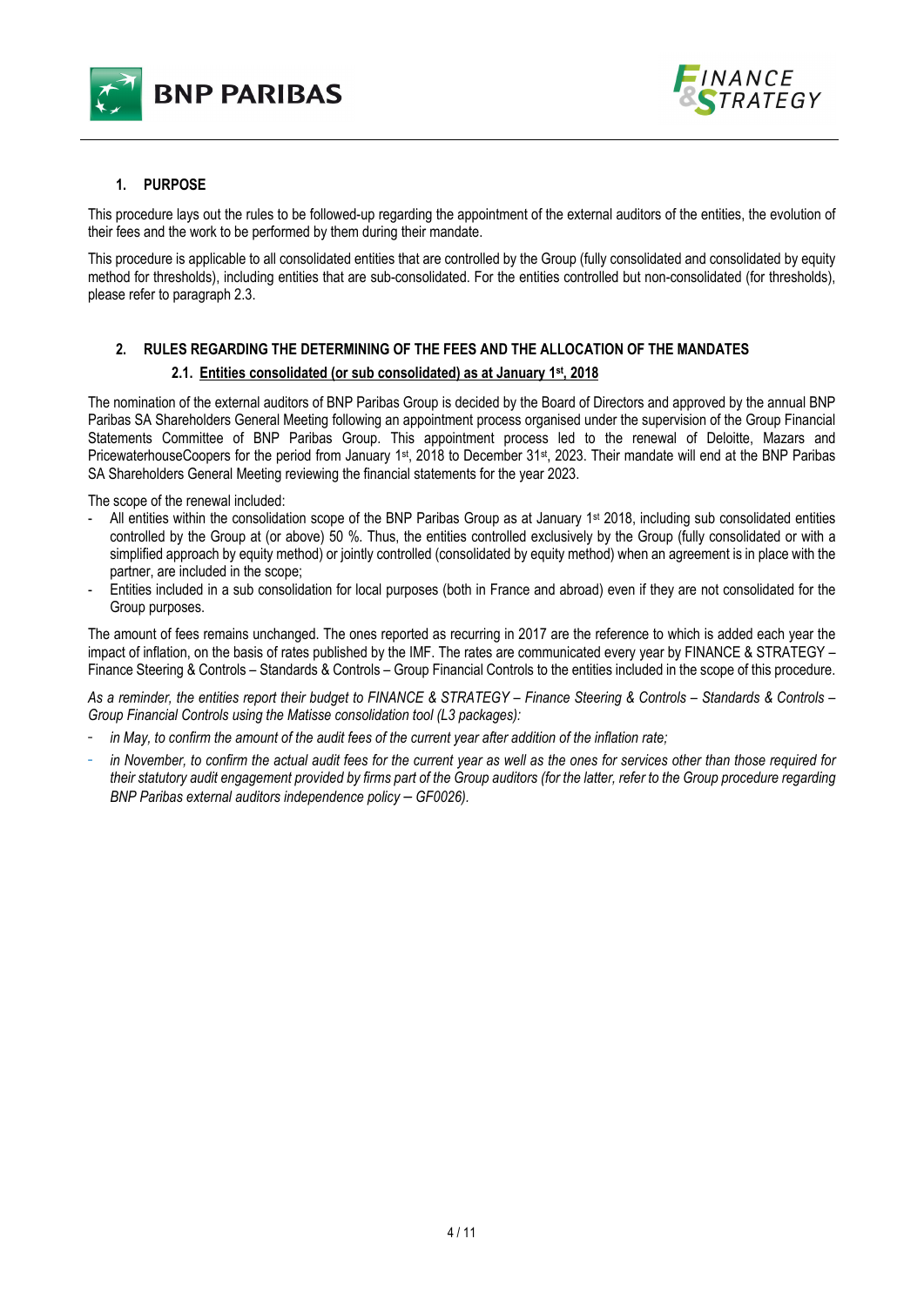## 1. PURPOSE

This procedure lays out the rules to be followed-up regarding the appointment of the external auditors of the entities, the evolution of their fees and the work to be performed by them during their mandate.

This procedure is applicable to all consolidated entities that are controlled by the Group (fully consolidated and consolidated by equity method for thresholds), including entities that are sub-consolidated. For the entities controlled but non-consolidated (for thresholds), please refer to paragraph 2.3.

## 2. RULES REGARDING THE DETERMINING OF THE FEES AND THE ALLOCATION OF THE MANDATES

### 2.1. Entities consolidated (or sub consolidated) as at January 1st, 2018

The nomination of the external auditors of BNP Paribas Group is decided by the Board of Directors and approved by the annual BNP Paribas SA Shareholders General Meeting following an appointment process organised under the supervision of the Group Financial Statements Committee of BNP Paribas Group. This appointment process led to the renewal of Deloitte, Mazars and PricewaterhouseCoopers for the period from January 1st, 2018 to December 31st, 2023. Their mandate will end at the BNP Paribas SA Shareholders General Meeting reviewing the financial statements for the year 2023.

The scope of the renewal included:

- All entities within the consolidation scope of the BNP Paribas Group as at January 1st 2018, including sub consolidated entities controlled by the Group at (or above) 50 %. Thus, the entities controlled exclusively by the Group (fully consolidated or with a simplified approach by equity method) or jointly controlled (consolidated by equity method) when an agreement is in place with the partner, are included in the scope;
- Entities included in a sub consolidation for local purposes (both in France and abroad) even if they are not consolidated for the Group purposes.

The amount of fees remains unchanged. The ones reported as recurring in 2017 are the reference to which is added each year the impact of inflation, on the basis of rates published by the IMF. The rates are communicated every year by FINANCE & STRATEGY – Finance Steering & Controls – Standards & Controls – Group Financial Controls to the entities included in the scope of this procedure.

*As a reminder, the entities report their budget to FINANCE & STRATEGY – Finance Steering & Controls – Standards & Controls – Group Financial Controls using the Matisse consolidation tool (L3 packages):*

- *in May, to confirm the amount of the audit fees of the current year after addition of the inflation rate;*
- *in November, to confirm the actual audit fees for the current year as well as the ones for services other than those required for their statutory audit engagement provided by firms part of the Group auditors (for the latter, refer to the Group procedure regarding BNP Paribas external auditors independence policy – GF0026).*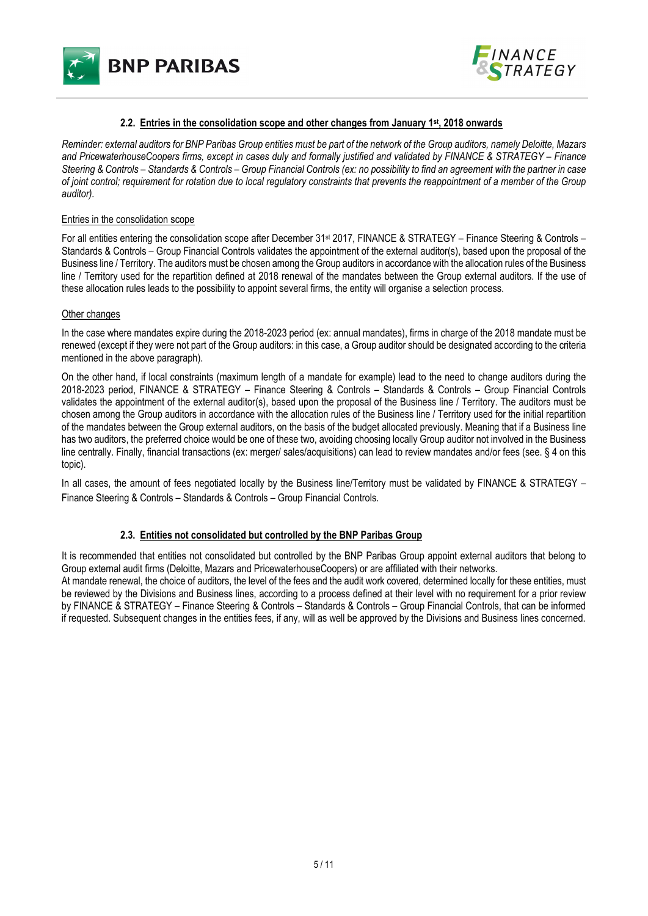### 2.2. Entries in the consolidation scope and other changes from January 1st, 2018 onwards

*Reminder: external auditors for BNP Paribas Group entities must be part of the network of the Group auditors, namely Deloitte, Mazars and PricewaterhouseCoopers firms, except in cases duly and formally justified and validated by FINANCE & STRATEGY – Finance Steering & Controls – Standards & Controls – Group Financial Controls (ex: no possibility to find an agreement with the partner in case of joint control; requirement for rotation due to local regulatory constraints that prevents the reappointment of a member of the Group auditor).*

Entries in the consolidation scope

For all entities entering the consolidation scope after December 31st 2017, FINANCE & STRATEGY – Finance Steering & Controls – Standards & Controls – Group Financial Controls validates the appointment of the external auditor(s), based upon the proposal of the Business line / Territory. The auditors must be chosen among the Group auditors in accordance with the allocation rules of the Business line / Territory used for the repartition defined at 2018 renewal of the mandates between the Group external auditors. If the use of these allocation rules leads to the possibility to appoint several firms, the entity will organise a selection process.

Other changes

In the case where mandates expire during the 2018-2023 period (ex: annual mandates), firms in charge of the 2018 mandate must be renewed (except if they were not part of the Group auditors: in this case, a Group auditor should be designated according to the criteria mentioned in the above paragraph).

On the other hand, if local constraints (maximum length of a mandate for example) lead to the need to change auditors during the 2018-2023 period, FINANCE & STRATEGY – Finance Steering & Controls – Standards & Controls – Group Financial Controls validates the appointment of the external auditor(s), based upon the proposal of the Business line / Territory. The auditors must be chosen among the Group auditors in accordance with the allocation rules of the Business line / Territory used for the initial repartition of the mandates between the Group external auditors, on the basis of the budget allocated previously. Meaning that if a Business line has two auditors, the preferred choice would be one of these two, avoiding choosing locally Group auditor not involved in the Business line centrally. Finally, financial transactions (ex: merger/ sales/acquisitions) can lead to review mandates and/or fees (see. § 4 on this topic).

In all cases, the amount of fees negotiated locally by the Business line/Territory must be validated by FINANCE & STRATEGY – Finance Steering & Controls – Standards & Controls – Group Financial Controls.

### 2.3. Entities not consolidated but controlled by the BNP Paribas Group

It is recommended that entities not consolidated but controlled by the BNP Paribas Group appoint external auditors that belong to Group external audit firms (Deloitte, Mazars and PricewaterhouseCoopers) or are affiliated with their networks.

At mandate renewal, the choice of auditors, the level of the fees and the audit work covered, determined locally for these entities, must be reviewed by the Divisions and Business lines, according to a process defined at their level with no requirement for a prior review by FINANCE & STRATEGY – Finance Steering & Controls – Standards & Controls – Group Financial Controls, that can be informed if requested. Subsequent changes in the entities fees, if any, will as well be approved by the Divisions and Business lines concerned.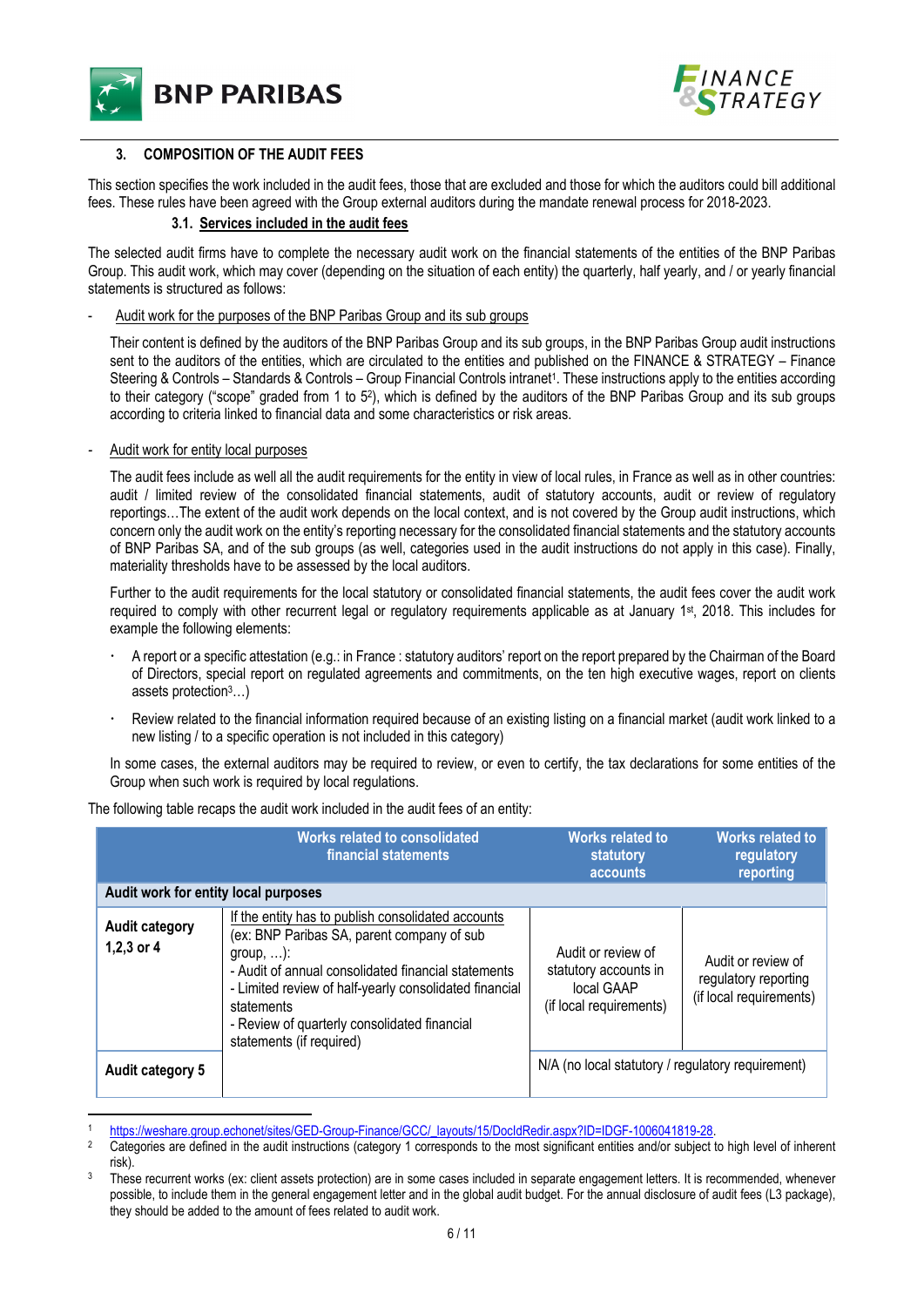## 3. COMPOSITION OF THE AUDIT FEES

This section specifies the work included in the audit fees, those that are excluded and those for which the auditors could bill additional fees. These rules have been agreed with the Group external auditors during the mandate renewal process for 2018-2023.

### 3.1. Services included in the audit fees

The selected audit firms have to complete the necessary audit work on the financial statements of the entities of the BNP Paribas Group. This audit work, which may cover (depending on the situation of each entity) the quarterly, half yearly, and / or yearly financial statements is structured as follows:

- Audit work for the purposes of the BNP Paribas Group and its sub groups

  Their content is defined by the auditors of the BNP Paribas Group and its sub groups, in the BNP Paribas Group audit instructions sent to the auditors of the entities, which are circulated to the entities and published on the FINANCE & STRATEGY – Finance Steering & Controls – Standards & Controls – Group Financial Controls intranet[1]. These instructions apply to the entities according to their category ("scope" graded from 1 to 5[2]), which is defined by the auditors of the BNP Paribas Group and its sub groups according to criteria linked to financial data and some characteristics or risk areas.

- Audit work for entity local purposes

  The audit fees include as well all the audit requirements for the entity in view of local rules, in France as well as in other countries: audit / limited review of the consolidated financial statements, audit of statutory accounts, audit or review of regulatory reportings…The extent of the audit work depends on the local context, and is not covered by the Group audit instructions, which concern only the audit work on the entity's reporting necessary for the consolidated financial statements and the statutory accounts of BNP Paribas SA, and of the sub groups (as well, categories used in the audit instructions do not apply in this case). Finally, materiality thresholds have to be assessed by the local auditors.

  Further to the audit requirements for the local statutory or consolidated financial statements, the audit fees cover the audit work required to comply with other recurrent legal or regulatory requirements applicable as at January 1st, 2018. This includes for example the following elements:

  - A report or a specific attestation (e.g.: in France : statutory auditors' report on the report prepared by the Chairman of the Board of Directors, special report on regulated agreements and commitments, on the ten high executive wages, report on clients assets protection[3]…)
  - Review related to the financial information required because of an existing listing on a financial market (audit work linked to a new listing / to a specific operation is not included in this category)

  In some cases, the external auditors may be required to review, or even to certify, the tax declarations for some entities of the Group when such work is required by local regulations.

The following table recaps the audit work included in the audit fees of an entity:

| | Works related to consolidated financial statements | Works related to statutory accounts | Works related to regulatory reporting |
|---|---|---|---|
| **Audit work for entity local purposes** | | | |
| **Audit category 1,2,3 or 4** | If the entity has to publish consolidated accounts (ex: BNP Paribas SA, parent company of sub group, …):<br>- Audit of annual consolidated financial statements<br>- Limited review of half-yearly consolidated financial statements<br>- Review of quarterly consolidated financial statements (if required) | Audit or review of statutory accounts in local GAAP (if local requirements) | Audit or review of regulatory reporting (if local requirements) |
| **Audit category 5** | | N/A (no local statutory / regulatory requirement) | |

[1] https://weshare.group.echonet/sites/GED-Group-Finance/GCC/_layouts/15/DocIdRedir.aspx?ID=IDGF-1006041819-28.

[2] Categories are defined in the audit instructions (category 1 corresponds to the most significant entities and/or subject to high level of inherent risk).

[3] These recurrent works (ex: client assets protection) are in some cases included in separate engagement letters. It is recommended, whenever possible, to include them in the general engagement letter and in the global audit budget. For the annual disclosure of audit fees (L3 package), they should be added to the amount of fees related to audit work.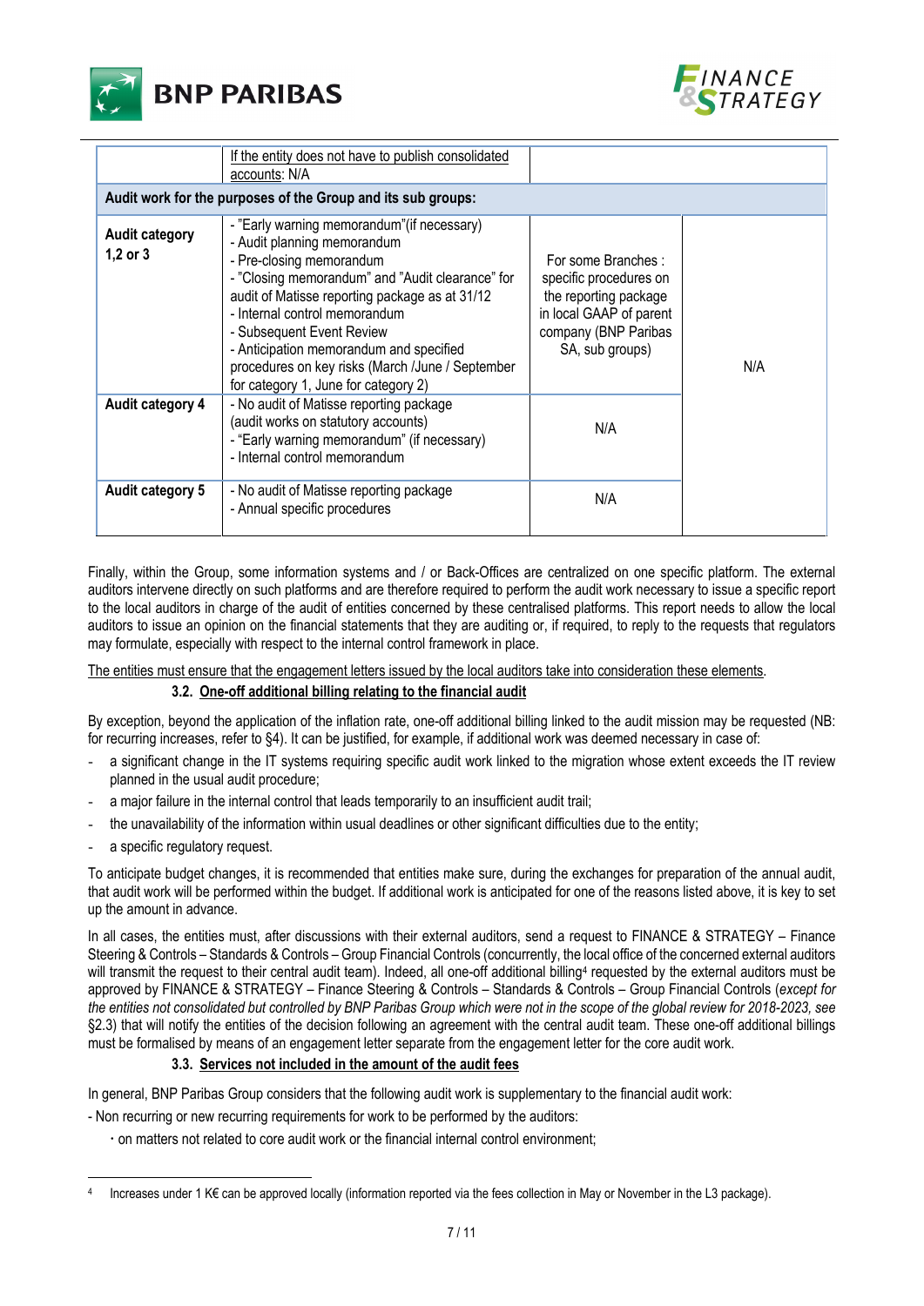| | If the entity does not have to publish consolidated accounts: N/A | | |
|---|---|---|---|
| **Audit work for the purposes of the Group and its sub groups:** | | | |
| **Audit category 1,2 or 3** | - "Early warning memorandum"(if necessary)<br>- Audit planning memorandum<br>- Pre-closing memorandum<br>- "Closing memorandum" and "Audit clearance" for audit of Matisse reporting package as at 31/12<br>- Internal control memorandum<br>- Subsequent Event Review<br>- Anticipation memorandum and specified procedures on key risks (March /June / September for category 1, June for category 2) | For some Branches : specific procedures on the reporting package in local GAAP of parent company (BNP Paribas SA, sub groups) | N/A |
| **Audit category 4** | - No audit of Matisse reporting package (audit works on statutory accounts)<br>- "Early warning memorandum" (if necessary)<br>- Internal control memorandum | N/A | |
| **Audit category 5** | - No audit of Matisse reporting package<br>- Annual specific procedures | N/A | |

Finally, within the Group, some information systems and / or Back-Offices are centralized on one specific platform. The external auditors intervene directly on such platforms and are therefore required to perform the audit work necessary to issue a specific report to the local auditors in charge of the audit of entities concerned by these centralised platforms. This report needs to allow the local auditors to issue an opinion on the financial statements that they are auditing or, if required, to reply to the requests that regulators may formulate, especially with respect to the internal control framework in place.

The entities must ensure that the engagement letters issued by the local auditors take into consideration these elements.

### 3.2. One-off additional billing relating to the financial audit

By exception, beyond the application of the inflation rate, one-off additional billing linked to the audit mission may be requested (NB: for recurring increases, refer to §4). It can be justified, for example, if additional work was deemed necessary in case of:

- a significant change in the IT systems requiring specific audit work linked to the migration whose extent exceeds the IT review planned in the usual audit procedure;
- a major failure in the internal control that leads temporarily to an insufficient audit trail;
- the unavailability of the information within usual deadlines or other significant difficulties due to the entity;
- a specific regulatory request.

To anticipate budget changes, it is recommended that entities make sure, during the exchanges for preparation of the annual audit, that audit work will be performed within the budget. If additional work is anticipated for one of the reasons listed above, it is key to set up the amount in advance.

In all cases, the entities must, after discussions with their external auditors, send a request to FINANCE & STRATEGY – Finance Steering & Controls – Standards & Controls – Group Financial Controls (concurrently, the local office of the concerned external auditors will transmit the request to their central audit team). Indeed, all one-off additional billing[4] requested by the external auditors must be approved by FINANCE & STRATEGY – Finance Steering & Controls – Standards & Controls – Group Financial Controls (*except for the entities not consolidated but controlled by BNP Paribas Group which were not in the scope of the global review for 2018-2023, see* §2.3) that will notify the entities of the decision following an agreement with the central audit team. These one-off additional billings must be formalised by means of an engagement letter separate from the engagement letter for the core audit work.

### 3.3. Services not included in the amount of the audit fees

In general, BNP Paribas Group considers that the following audit work is supplementary to the financial audit work:

- Non recurring or new recurring requirements for work to be performed by the auditors:
  - on matters not related to core audit work or the financial internal control environment;

[4] Increases under 1 K€ can be approved locally (information reported via the fees collection in May or November in the L3 package).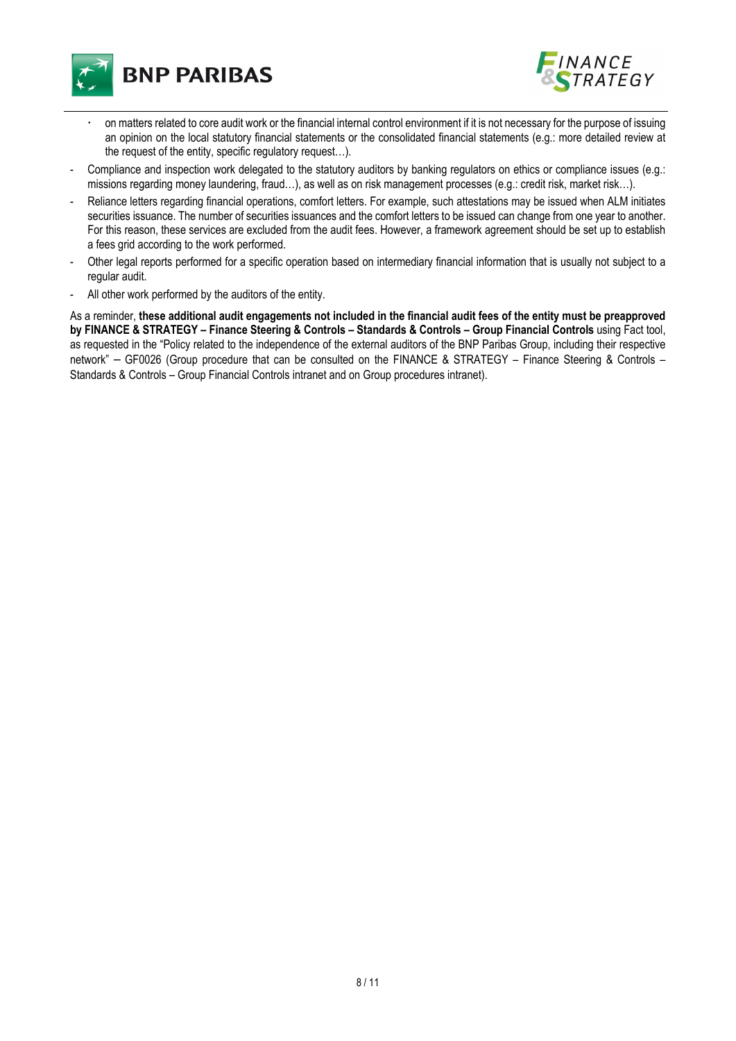- on matters related to core audit work or the financial internal control environment if it is not necessary for the purpose of issuing an opinion on the local statutory financial statements or the consolidated financial statements (e.g.: more detailed review at the request of the entity, specific regulatory request…).
- Compliance and inspection work delegated to the statutory auditors by banking regulators on ethics or compliance issues (e.g.: missions regarding money laundering, fraud…), as well as on risk management processes (e.g.: credit risk, market risk…).
- Reliance letters regarding financial operations, comfort letters. For example, such attestations may be issued when ALM initiates securities issuance. The number of securities issuances and the comfort letters to be issued can change from one year to another. For this reason, these services are excluded from the audit fees. However, a framework agreement should be set up to establish a fees grid according to the work performed.
- Other legal reports performed for a specific operation based on intermediary financial information that is usually not subject to a regular audit.
- All other work performed by the auditors of the entity.

As a reminder, **these additional audit engagements not included in the financial audit fees of the entity must be preapproved by FINANCE & STRATEGY – Finance Steering & Controls – Standards & Controls – Group Financial Controls** using Fact tool, as requested in the "Policy related to the independence of the external auditors of the BNP Paribas Group, including their respective network" – GF0026 (Group procedure that can be consulted on the FINANCE & STRATEGY – Finance Steering & Controls – Standards & Controls – Group Financial Controls intranet and on Group procedures intranet).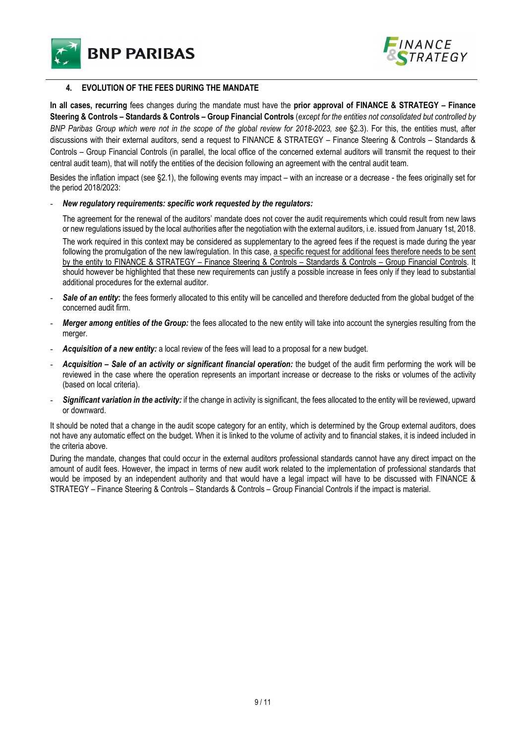## 4. EVOLUTION OF THE FEES DURING THE MANDATE

**In all cases, recurring** fees changes during the mandate must have the **prior approval of FINANCE & STRATEGY – Finance Steering & Controls – Standards & Controls – Group Financial Controls** (*except for the entities not consolidated but controlled by BNP Paribas Group which were not in the scope of the global review for 2018-2023, see* §2.3). For this, the entities must, after discussions with their external auditors, send a request to FINANCE & STRATEGY – Finance Steering & Controls – Standards & Controls – Group Financial Controls (in parallel, the local office of the concerned external auditors will transmit the request to their central audit team), that will notify the entities of the decision following an agreement with the central audit team.

Besides the inflation impact (see §2.1), the following events may impact – with an increase or a decrease - the fees originally set for the period 2018/2023:

- ***New regulatory requirements: specific work requested by the regulators:***

  The agreement for the renewal of the auditors' mandate does not cover the audit requirements which could result from new laws or new regulations issued by the local authorities after the negotiation with the external auditors, i.e. issued from January 1st, 2018.

  The work required in this context may be considered as supplementary to the agreed fees if the request is made during the year following the promulgation of the new law/regulation. In this case, <u>a specific request for additional fees therefore needs to be sent by the entity to FINANCE & STRATEGY – Finance Steering & Controls – Standards & Controls – Group Financial Controls</u>. It should however be highlighted that these new requirements can justify a possible increase in fees only if they lead to substantial additional procedures for the external auditor.

- ***Sale of an entity*****:** the fees formerly allocated to this entity will be cancelled and therefore deducted from the global budget of the concerned audit firm.
- ***Merger among entities of the Group:*** the fees allocated to the new entity will take into account the synergies resulting from the merger.
- ***Acquisition of a new entity:*** a local review of the fees will lead to a proposal for a new budget.
- ***Acquisition – Sale of an activity or significant financial operation:*** the budget of the audit firm performing the work will be reviewed in the case where the operation represents an important increase or decrease to the risks or volumes of the activity (based on local criteria).
- ***Significant variation in the activity:*** if the change in activity is significant, the fees allocated to the entity will be reviewed, upward or downward.

It should be noted that a change in the audit scope category for an entity, which is determined by the Group external auditors, does not have any automatic effect on the budget. When it is linked to the volume of activity and to financial stakes, it is indeed included in the criteria above.

During the mandate, changes that could occur in the external auditors professional standards cannot have any direct impact on the amount of audit fees. However, the impact in terms of new audit work related to the implementation of professional standards that would be imposed by an independent authority and that would have a legal impact will have to be discussed with FINANCE & STRATEGY – Finance Steering & Controls – Standards & Controls – Group Financial Controls if the impact is material.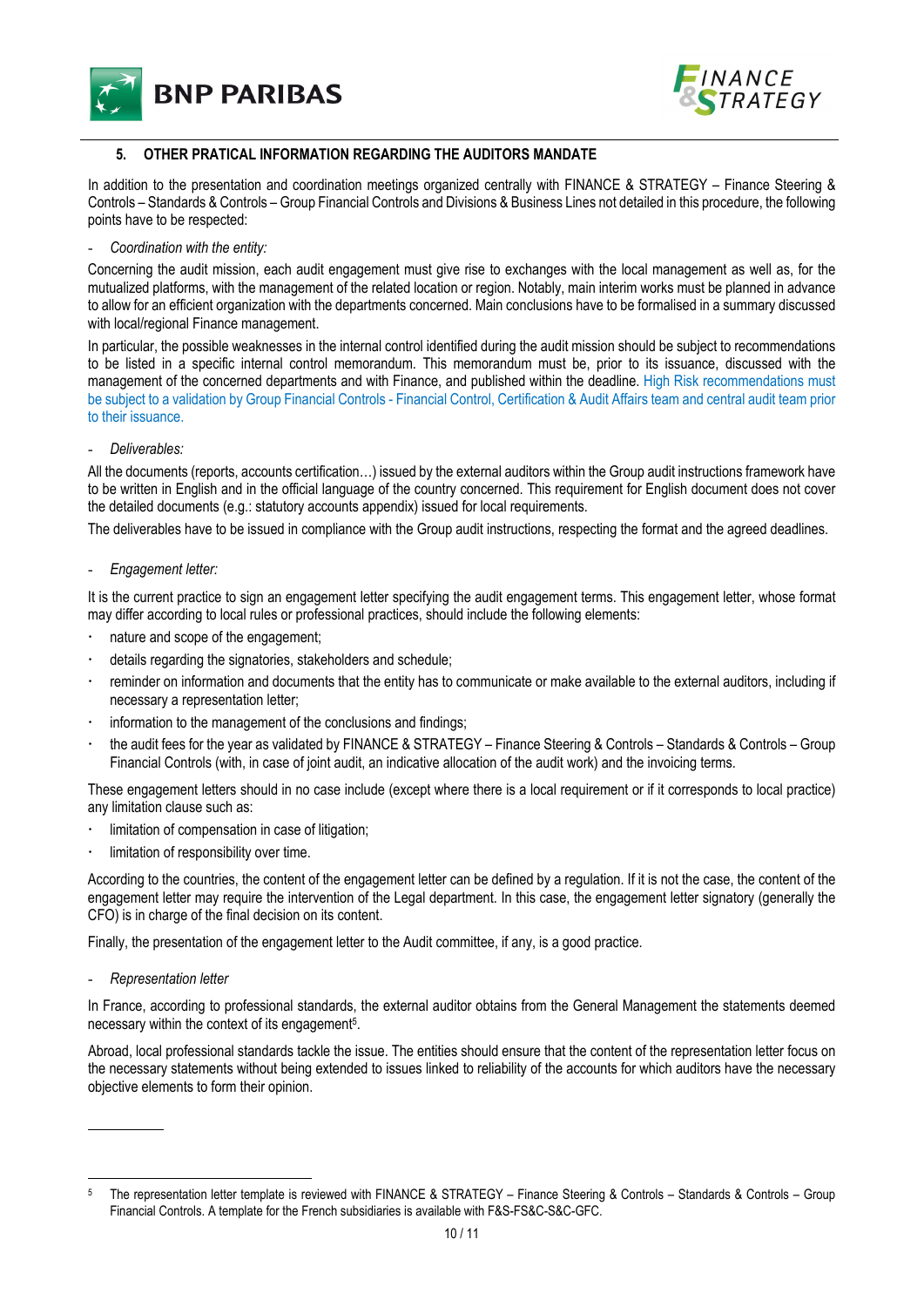## 5. OTHER PRATICAL INFORMATION REGARDING THE AUDITORS MANDATE

In addition to the presentation and coordination meetings organized centrally with FINANCE & STRATEGY – Finance Steering & Controls – Standards & Controls – Group Financial Controls and Divisions & Business Lines not detailed in this procedure, the following points have to be respected:

- *Coordination with the entity:*

Concerning the audit mission, each audit engagement must give rise to exchanges with the local management as well as, for the mutualized platforms, with the management of the related location or region. Notably, main interim works must be planned in advance to allow for an efficient organization with the departments concerned. Main conclusions have to be formalised in a summary discussed with local/regional Finance management.

In particular, the possible weaknesses in the internal control identified during the audit mission should be subject to recommendations to be listed in a specific internal control memorandum. This memorandum must be, prior to its issuance, discussed with the management of the concerned departments and with Finance, and published within the deadline. High Risk recommendations must be subject to a validation by Group Financial Controls - Financial Control, Certification & Audit Affairs team and central audit team prior to their issuance.

- *Deliverables:*

All the documents (reports, accounts certification…) issued by the external auditors within the Group audit instructions framework have to be written in English and in the official language of the country concerned. This requirement for English document does not cover the detailed documents (e.g.: statutory accounts appendix) issued for local requirements.

The deliverables have to be issued in compliance with the Group audit instructions, respecting the format and the agreed deadlines.

- *Engagement letter:*

It is the current practice to sign an engagement letter specifying the audit engagement terms. This engagement letter, whose format may differ according to local rules or professional practices, should include the following elements:

- nature and scope of the engagement;
- details regarding the signatories, stakeholders and schedule;
- reminder on information and documents that the entity has to communicate or make available to the external auditors, including if necessary a representation letter;
- information to the management of the conclusions and findings;
- the audit fees for the year as validated by FINANCE & STRATEGY – Finance Steering & Controls – Standards & Controls – Group Financial Controls (with, in case of joint audit, an indicative allocation of the audit work) and the invoicing terms.

These engagement letters should in no case include (except where there is a local requirement or if it corresponds to local practice) any limitation clause such as:

- limitation of compensation in case of litigation;
- limitation of responsibility over time.

According to the countries, the content of the engagement letter can be defined by a regulation. If it is not the case, the content of the engagement letter may require the intervention of the Legal department. In this case, the engagement letter signatory (generally the CFO) is in charge of the final decision on its content.

Finally, the presentation of the engagement letter to the Audit committee, if any, is a good practice.

- *Representation letter*

In France, according to professional standards, the external auditor obtains from the General Management the statements deemed necessary within the context of its engagement[5].

Abroad, local professional standards tackle the issue. The entities should ensure that the content of the representation letter focus on the necessary statements without being extended to issues linked to reliability of the accounts for which auditors have the necessary objective elements to form their opinion.

---

[5] The representation letter template is reviewed with FINANCE & STRATEGY – Finance Steering & Controls – Standards & Controls – Group Financial Controls. A template for the French subsidiaries is available with F&S-FS&C-S&C-GFC.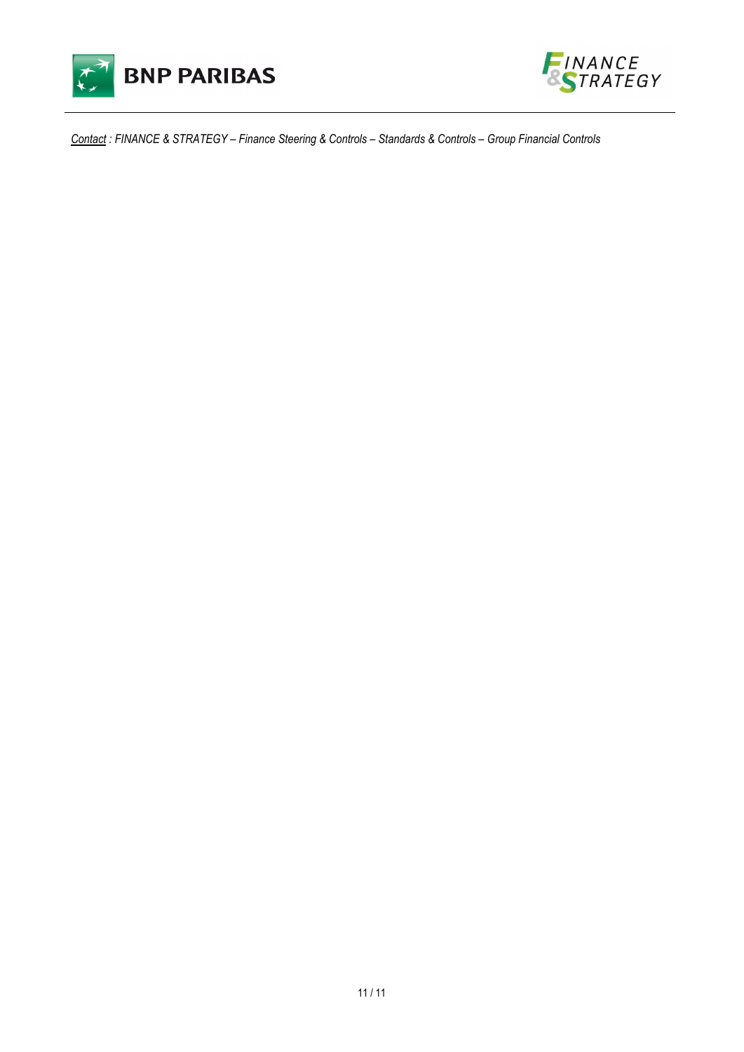*<u>Contact</u> : FINANCE & STRATEGY – Finance Steering & Controls – Standards & Controls – Group Financial Controls*